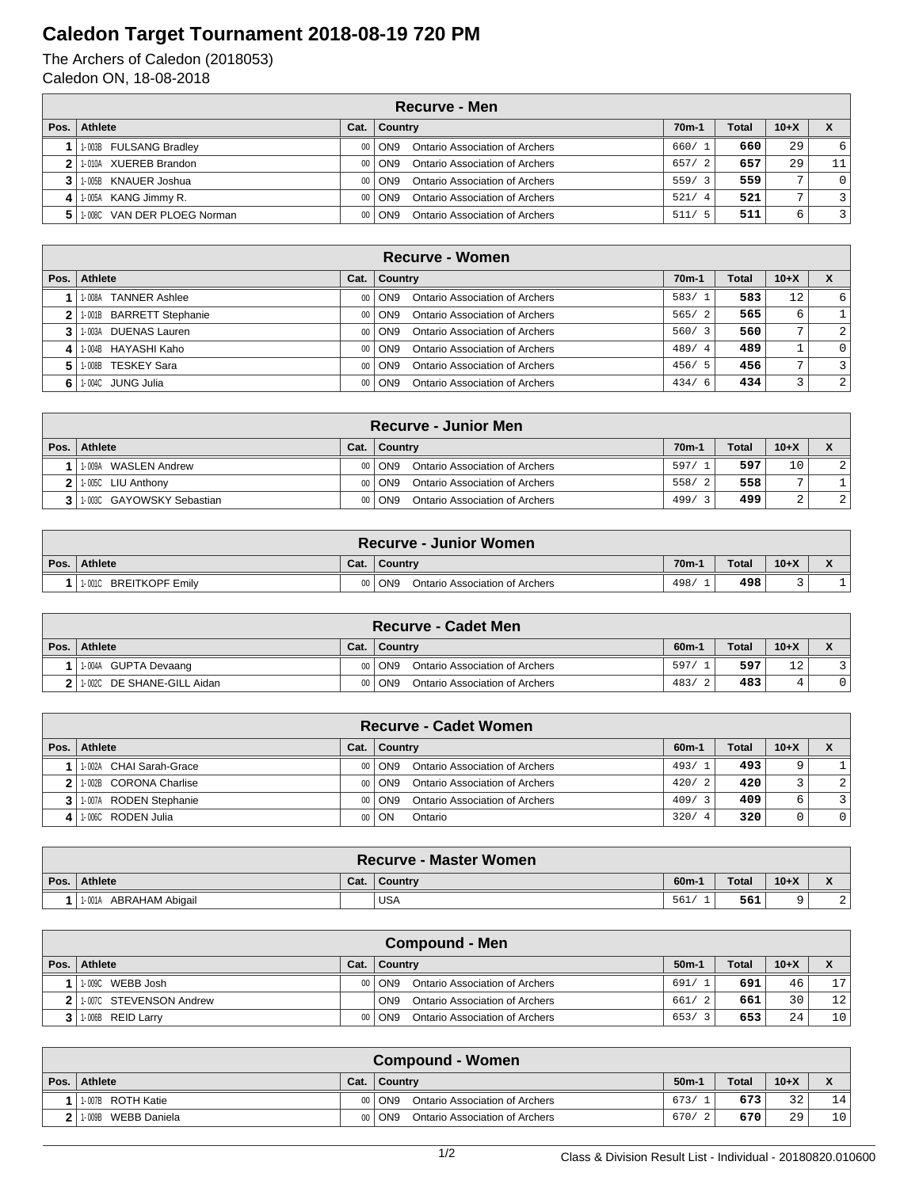# Caledon Target Tournament 2018-08-19 720 PM

The Archers of Caledon (2018053)
Caledon ON, 18-08-2018

## Recurve - Men

| Pos. | Athlete | Cat. | Country | 70m-1 | Total | 10+X | X |
|---|---|---|---|---|---|---|---|
| 1 | 1-003B FULSANG Bradley | 00 | ON9 Ontario Association of Archers | 660/ 1 | 660 | 29 | 6 |
| 2 | 1-010A XUEREB Brandon | 00 | ON9 Ontario Association of Archers | 657/ 2 | 657 | 29 | 11 |
| 3 | 1-005B KNAUER Joshua | 00 | ON9 Ontario Association of Archers | 559/ 3 | 559 | 7 | 0 |
| 4 | 1-005A KANG Jimmy R. | 00 | ON9 Ontario Association of Archers | 521/ 4 | 521 | 7 | 3 |
| 5 | 1-008C VAN DER PLOEG Norman | 00 | ON9 Ontario Association of Archers | 511/ 5 | 511 | 6 | 3 |

## Recurve - Women

| Pos. | Athlete | Cat. | Country | 70m-1 | Total | 10+X | X |
|---|---|---|---|---|---|---|---|
| 1 | 1-008A TANNER Ashlee | 00 | ON9 Ontario Association of Archers | 583/ 1 | 583 | 12 | 6 |
| 2 | 1-001B BARRETT Stephanie | 00 | ON9 Ontario Association of Archers | 565/ 2 | 565 | 6 | 1 |
| 3 | 1-003A DUENAS Lauren | 00 | ON9 Ontario Association of Archers | 560/ 3 | 560 | 7 | 2 |
| 4 | 1-004B HAYASHI Kaho | 00 | ON9 Ontario Association of Archers | 489/ 4 | 489 | 1 | 0 |
| 5 | 1-008B TESKEY Sara | 00 | ON9 Ontario Association of Archers | 456/ 5 | 456 | 7 | 3 |
| 6 | 1-004C JUNG Julia | 00 | ON9 Ontario Association of Archers | 434/ 6 | 434 | 3 | 2 |

## Recurve - Junior Men

| Pos. | Athlete | Cat. | Country | 70m-1 | Total | 10+X | X |
|---|---|---|---|---|---|---|---|
| 1 | 1-009A WASLEN Andrew | 00 | ON9 Ontario Association of Archers | 597/ 1 | 597 | 10 | 2 |
| 2 | 1-005C LIU Anthony | 00 | ON9 Ontario Association of Archers | 558/ 2 | 558 | 7 | 1 |
| 3 | 1-003C GAYOWSKY Sebastian | 00 | ON9 Ontario Association of Archers | 499/ 3 | 499 | 2 | 2 |

## Recurve - Junior Women

| Pos. | Athlete | Cat. | Country | 70m-1 | Total | 10+X | X |
|---|---|---|---|---|---|---|---|
| 1 | 1-001C BREITKOPF Emily | 00 | ON9 Ontario Association of Archers | 498/ 1 | 498 | 3 | 1 |

## Recurve - Cadet Men

| Pos. | Athlete | Cat. | Country | 60m-1 | Total | 10+X | X |
|---|---|---|---|---|---|---|---|
| 1 | 1-004A GUPTA Devaang | 00 | ON9 Ontario Association of Archers | 597/ 1 | 597 | 12 | 3 |
| 2 | 1-002C DE SHANE-GILL Aidan | 00 | ON9 Ontario Association of Archers | 483/ 2 | 483 | 4 | 0 |

## Recurve - Cadet Women

| Pos. | Athlete | Cat. | Country | 60m-1 | Total | 10+X | X |
|---|---|---|---|---|---|---|---|
| 1 | 1-002A CHAI Sarah-Grace | 00 | ON9 Ontario Association of Archers | 493/ 1 | 493 | 9 | 1 |
| 2 | 1-002B CORONA Charlise | 00 | ON9 Ontario Association of Archers | 420/ 2 | 420 | 3 | 2 |
| 3 | 1-007A RODEN Stephanie | 00 | ON9 Ontario Association of Archers | 409/ 3 | 409 | 6 | 3 |
| 4 | 1-006C RODEN Julia | 00 | ON Ontario | 320/ 4 | 320 | 0 | 0 |

## Recurve - Master Women

| Pos. | Athlete | Cat. | Country | 60m-1 | Total | 10+X | X |
|---|---|---|---|---|---|---|---|
| 1 | 1-001A ABRAHAM Abigail | | USA | 561/ 1 | 561 | 9 | 2 |

## Compound - Men

| Pos. | Athlete | Cat. | Country | 50m-1 | Total | 10+X | X |
|---|---|---|---|---|---|---|---|
| 1 | 1-009C WEBB Josh | 00 | ON9 Ontario Association of Archers | 691/ 1 | 691 | 46 | 17 |
| 2 | 1-007C STEVENSON Andrew | | ON9 Ontario Association of Archers | 661/ 2 | 661 | 30 | 12 |
| 3 | 1-006B REID Larry | 00 | ON9 Ontario Association of Archers | 653/ 3 | 653 | 24 | 10 |

## Compound - Women

| Pos. | Athlete | Cat. | Country | 50m-1 | Total | 10+X | X |
|---|---|---|---|---|---|---|---|
| 1 | 1-007B ROTH Katie | 00 | ON9 Ontario Association of Archers | 673/ 1 | 673 | 32 | 14 |
| 2 | 1-009B WEBB Daniela | 00 | ON9 Ontario Association of Archers | 670/ 2 | 670 | 29 | 10 |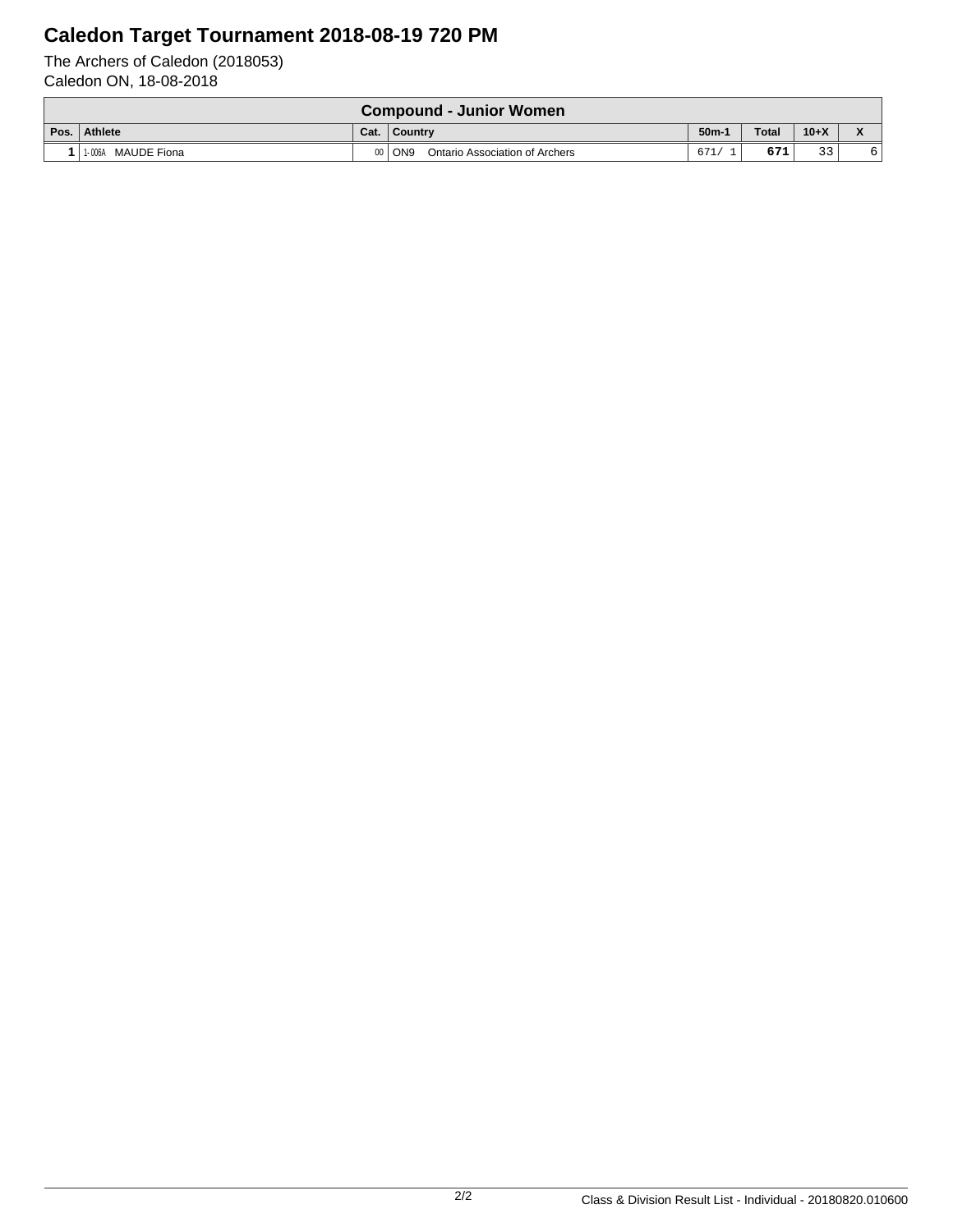# Caledon Target Tournament 2018-08-19 720 PM

The Archers of Caledon (2018053)
Caledon ON, 18-08-2018

| Compound - Junior Women | | | | | | | |
|---|---|---|---|---|---|---|---|
| **Pos.** | **Athlete** | **Cat.** | **Country** | **50m-1** | **Total** | **10+X** | **X** |
| **1** | 1-006A MAUDE Fiona | 00 | ON9 Ontario Association of Archers | 671/ 1 | **671** | 33 | 6 |

Class & Division Result List - Individual - 20180820.010600